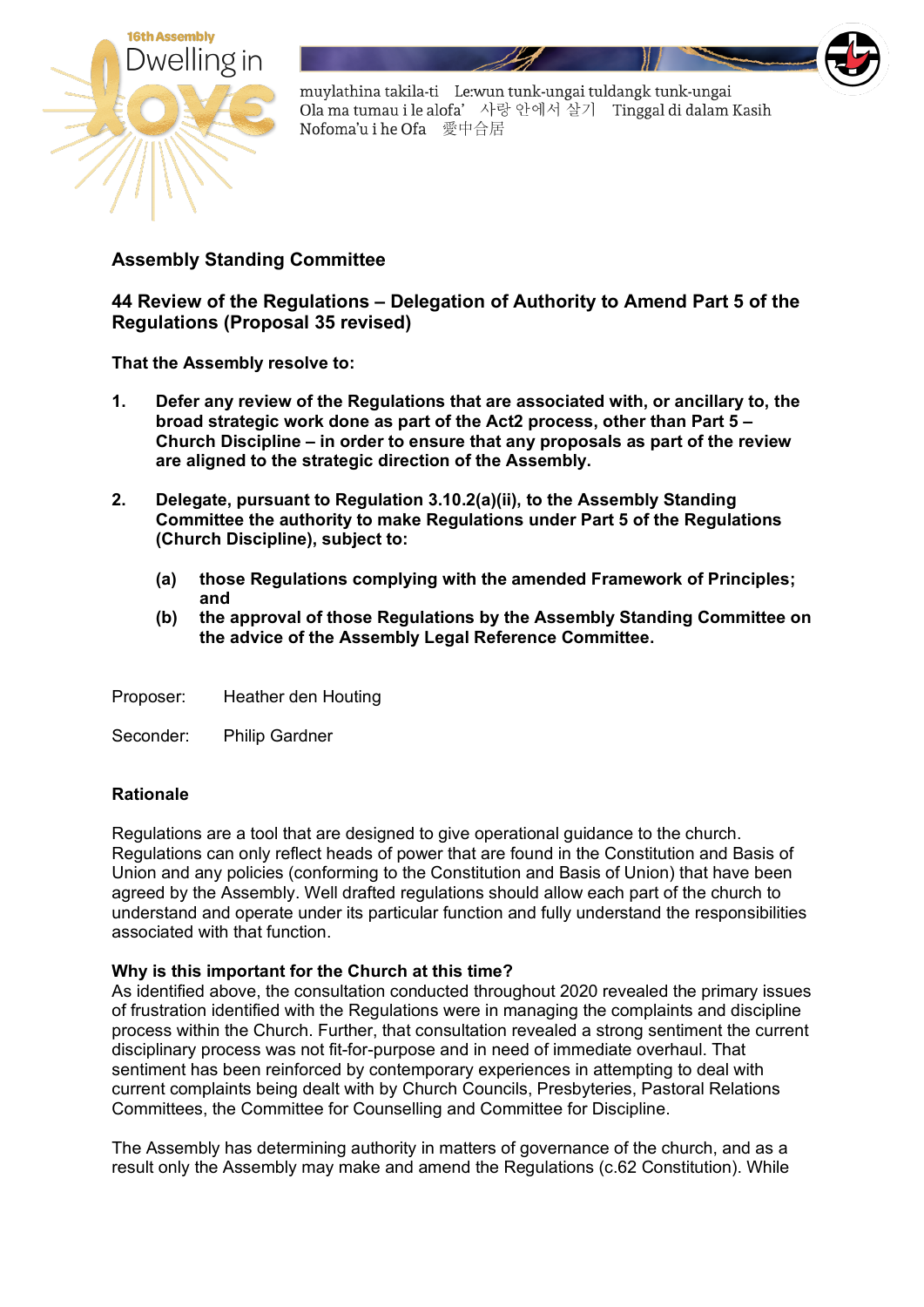16th Assembly Dwelling in Love

muylathina takila-ti Le:wun tunk-ungai tuldangk tunk-ungai
Ola ma tumau i le alofa' 사랑 안에서 살기 Tinggal di dalam Kasih
Nofoma'u i he Ofa 愛中合居

## Assembly Standing Committee

## 44 Review of the Regulations – Delegation of Authority to Amend Part 5 of the Regulations (Proposal 35 revised)

**That the Assembly resolve to:**

1. **Defer any review of the Regulations that are associated with, or ancillary to, the broad strategic work done as part of the Act2 process, other than Part 5 – Church Discipline – in order to ensure that any proposals as part of the review are aligned to the strategic direction of the Assembly.**

2. **Delegate, pursuant to Regulation 3.10.2(a)(ii), to the Assembly Standing Committee the authority to make Regulations under Part 5 of the Regulations (Church Discipline), subject to:**

   (a) **those Regulations complying with the amended Framework of Principles; and**

   (b) **the approval of those Regulations by the Assembly Standing Committee on the advice of the Assembly Legal Reference Committee.**

Proposer: Heather den Houting

Seconder: Philip Gardner

### Rationale

Regulations are a tool that are designed to give operational guidance to the church. Regulations can only reflect heads of power that are found in the Constitution and Basis of Union and any policies (conforming to the Constitution and Basis of Union) that have been agreed by the Assembly. Well drafted regulations should allow each part of the church to understand and operate under its particular function and fully understand the responsibilities associated with that function.

**Why is this important for the Church at this time?**
As identified above, the consultation conducted throughout 2020 revealed the primary issues of frustration identified with the Regulations were in managing the complaints and discipline process within the Church. Further, that consultation revealed a strong sentiment the current disciplinary process was not fit-for-purpose and in need of immediate overhaul. That sentiment has been reinforced by contemporary experiences in attempting to deal with current complaints being dealt with by Church Councils, Presbyteries, Pastoral Relations Committees, the Committee for Counselling and Committee for Discipline.

The Assembly has determining authority in matters of governance of the church, and as a result only the Assembly may make and amend the Regulations (c.62 Constitution). While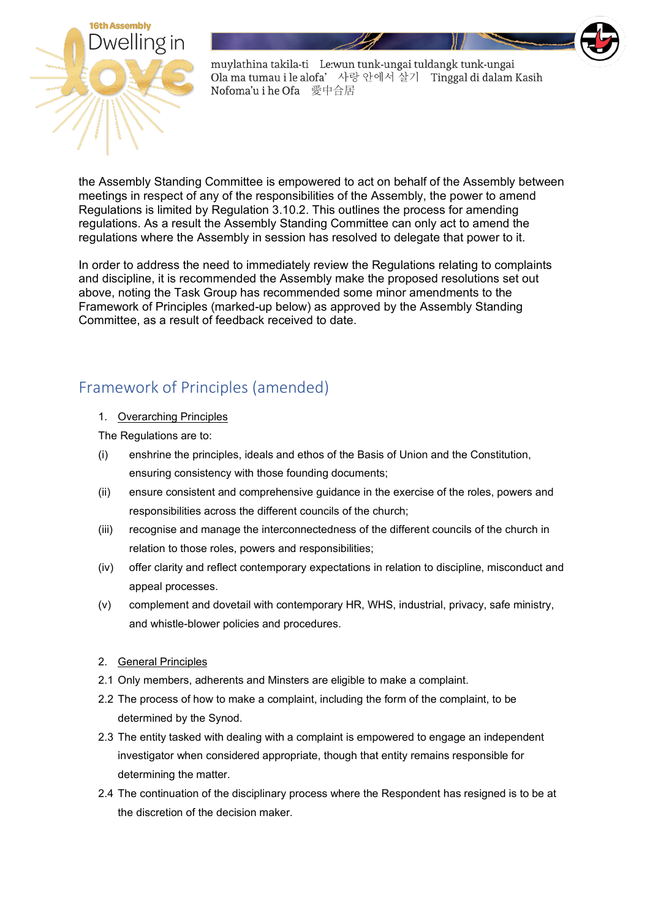the Assembly Standing Committee is empowered to act on behalf of the Assembly between meetings in respect of any of the responsibilities of the Assembly, the power to amend Regulations is limited by Regulation 3.10.2. This outlines the process for amending regulations. As a result the Assembly Standing Committee can only act to amend the regulations where the Assembly in session has resolved to delegate that power to it.

In order to address the need to immediately review the Regulations relating to complaints and discipline, it is recommended the Assembly make the proposed resolutions set out above, noting the Task Group has recommended some minor amendments to the Framework of Principles (marked-up below) as approved by the Assembly Standing Committee, as a result of feedback received to date.

## Framework of Principles (amended)

1. Overarching Principles

The Regulations are to:

(i) enshrine the principles, ideals and ethos of the Basis of Union and the Constitution, ensuring consistency with those founding documents;

(ii) ensure consistent and comprehensive guidance in the exercise of the roles, powers and responsibilities across the different councils of the church;

(iii) recognise and manage the interconnectedness of the different councils of the church in relation to those roles, powers and responsibilities;

(iv) offer clarity and reflect contemporary expectations in relation to discipline, misconduct and appeal processes.

(v) complement and dovetail with contemporary HR, WHS, industrial, privacy, safe ministry, and whistle-blower policies and procedures.

2. General Principles

2.1 Only members, adherents and Minsters are eligible to make a complaint.

2.2 The process of how to make a complaint, including the form of the complaint, to be determined by the Synod.

2.3 The entity tasked with dealing with a complaint is empowered to engage an independent investigator when considered appropriate, though that entity remains responsible for determining the matter.

2.4 The continuation of the disciplinary process where the Respondent has resigned is to be at the discretion of the decision maker.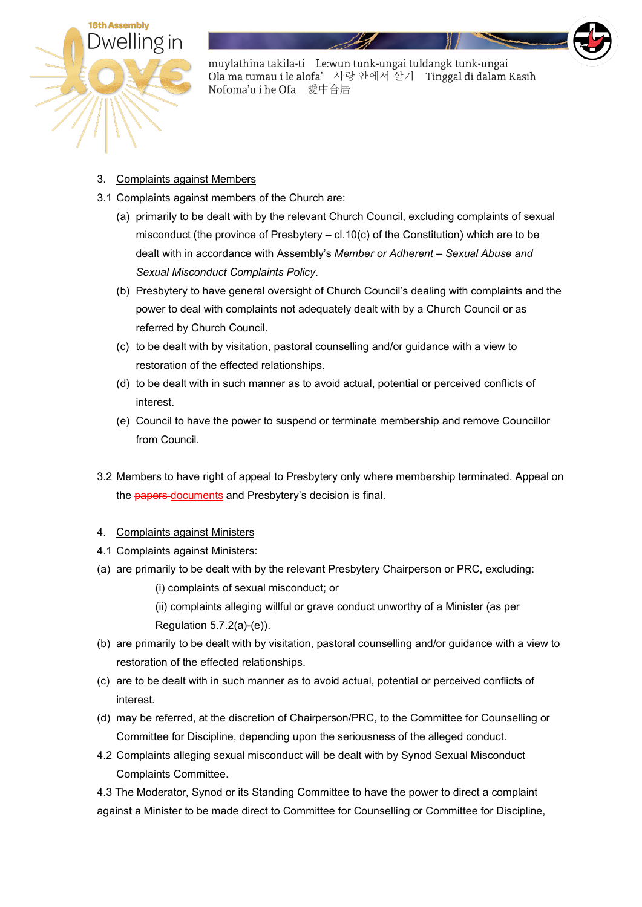3. <u>Complaints against Members</u>

3.1 Complaints against members of the Church are:

(a) primarily to be dealt with by the relevant Church Council, excluding complaints of sexual misconduct (the province of Presbytery – cl.10(c) of the Constitution) which are to be dealt with in accordance with Assembly's *Member or Adherent – Sexual Abuse and Sexual Misconduct Complaints Policy*.

(b) Presbytery to have general oversight of Church Council's dealing with complaints and the power to deal with complaints not adequately dealt with by a Church Council or as referred by Church Council.

(c) to be dealt with by visitation, pastoral counselling and/or guidance with a view to restoration of the effected relationships.

(d) to be dealt with in such manner as to avoid actual, potential or perceived conflicts of interest.

(e) Council to have the power to suspend or terminate membership and remove Councillor from Council.

3.2 Members to have right of appeal to Presbytery only where membership terminated. Appeal on the ~~papers~~ <u>documents</u> and Presbytery's decision is final.

4. <u>Complaints against Ministers</u>

4.1 Complaints against Ministers:

(a) are primarily to be dealt with by the relevant Presbytery Chairperson or PRC, excluding:

(i) complaints of sexual misconduct; or

(ii) complaints alleging willful or grave conduct unworthy of a Minister (as per Regulation 5.7.2(a)-(e)).

(b) are primarily to be dealt with by visitation, pastoral counselling and/or guidance with a view to restoration of the effected relationships.

(c) are to be dealt with in such manner as to avoid actual, potential or perceived conflicts of interest.

(d) may be referred, at the discretion of Chairperson/PRC, to the Committee for Counselling or Committee for Discipline, depending upon the seriousness of the alleged conduct.

4.2 Complaints alleging sexual misconduct will be dealt with by Synod Sexual Misconduct Complaints Committee.

4.3 The Moderator, Synod or its Standing Committee to have the power to direct a complaint against a Minister to be made direct to Committee for Counselling or Committee for Discipline,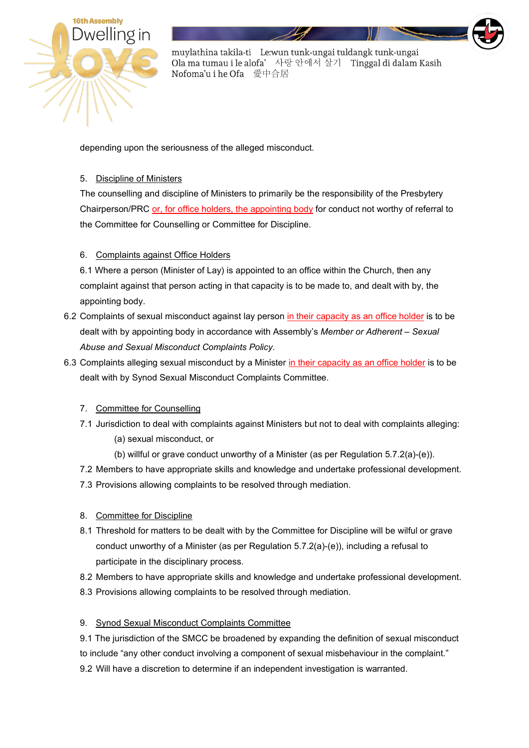depending upon the seriousness of the alleged misconduct.

5. Discipline of Ministers

The counselling and discipline of Ministers to primarily be the responsibility of the Presbytery Chairperson/PRC or, for office holders, the appointing body for conduct not worthy of referral to the Committee for Counselling or Committee for Discipline.

6. Complaints against Office Holders

6.1 Where a person (Minister of Lay) is appointed to an office within the Church, then any complaint against that person acting in that capacity is to be made to, and dealt with by, the appointing body.

6.2 Complaints of sexual misconduct against lay person in their capacity as an office holder is to be dealt with by appointing body in accordance with Assembly's *Member or Adherent – Sexual Abuse and Sexual Misconduct Complaints Policy*.

6.3 Complaints alleging sexual misconduct by a Minister in their capacity as an office holder is to be dealt with by Synod Sexual Misconduct Complaints Committee.

7. Committee for Counselling

7.1 Jurisdiction to deal with complaints against Ministers but not to deal with complaints alleging:

(a) sexual misconduct, or

(b) willful or grave conduct unworthy of a Minister (as per Regulation 5.7.2(a)-(e)).

7.2 Members to have appropriate skills and knowledge and undertake professional development.

7.3 Provisions allowing complaints to be resolved through mediation.

8. Committee for Discipline

8.1 Threshold for matters to be dealt with by the Committee for Discipline will be wilful or grave conduct unworthy of a Minister (as per Regulation 5.7.2(a)-(e)), including a refusal to participate in the disciplinary process.

8.2 Members to have appropriate skills and knowledge and undertake professional development.

8.3 Provisions allowing complaints to be resolved through mediation.

9. Synod Sexual Misconduct Complaints Committee

9.1 The jurisdiction of the SMCC be broadened by expanding the definition of sexual misconduct to include "any other conduct involving a component of sexual misbehaviour in the complaint."

9.2 Will have a discretion to determine if an independent investigation is warranted.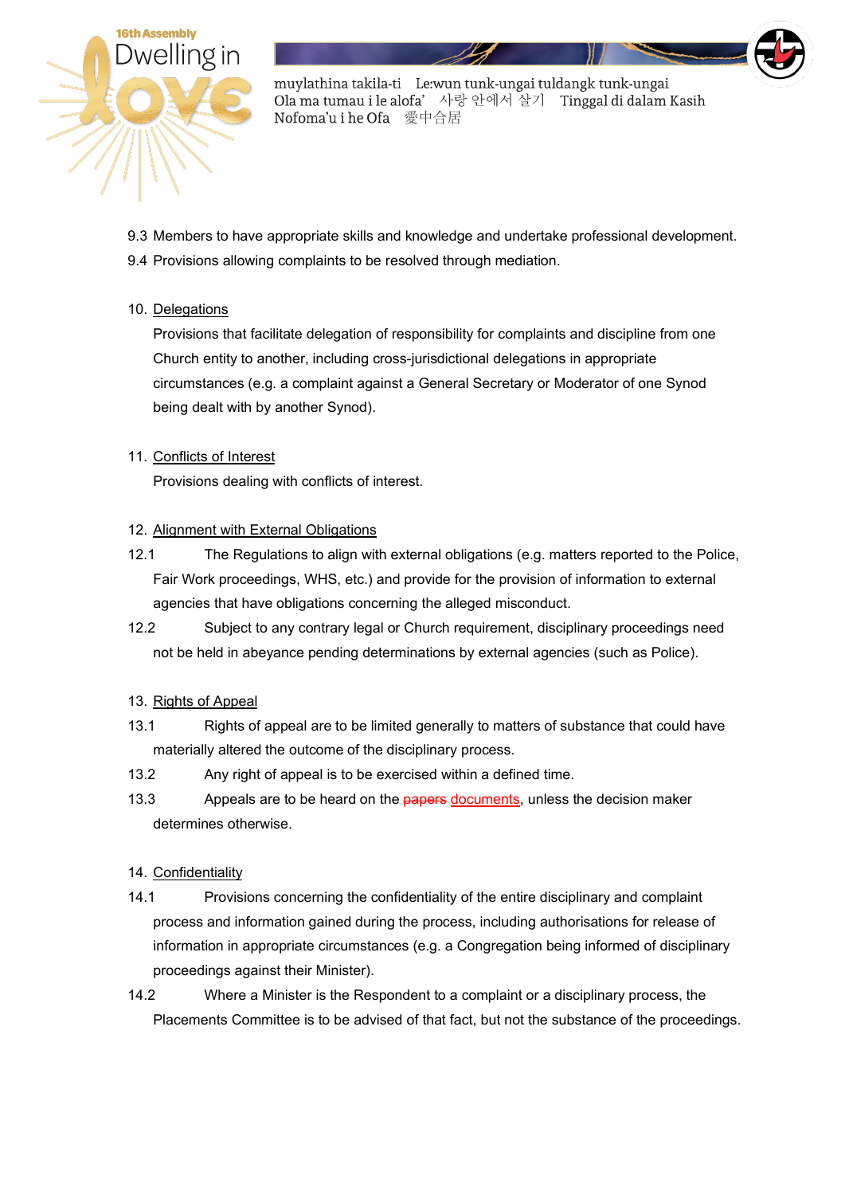9.3 Members to have appropriate skills and knowledge and undertake professional development.

9.4 Provisions allowing complaints to be resolved through mediation.

10. Delegations

Provisions that facilitate delegation of responsibility for complaints and discipline from one Church entity to another, including cross-jurisdictional delegations in appropriate circumstances (e.g. a complaint against a General Secretary or Moderator of one Synod being dealt with by another Synod).

11. Conflicts of Interest

Provisions dealing with conflicts of interest.

12. Alignment with External Obligations

12.1 The Regulations to align with external obligations (e.g. matters reported to the Police, Fair Work proceedings, WHS, etc.) and provide for the provision of information to external agencies that have obligations concerning the alleged misconduct.

12.2 Subject to any contrary legal or Church requirement, disciplinary proceedings need not be held in abeyance pending determinations by external agencies (such as Police).

13. Rights of Appeal

13.1 Rights of appeal are to be limited generally to matters of substance that could have materially altered the outcome of the disciplinary process.

13.2 Any right of appeal is to be exercised within a defined time.

13.3 Appeals are to be heard on the ~~papers~~ documents, unless the decision maker determines otherwise.

14. Confidentiality

14.1 Provisions concerning the confidentiality of the entire disciplinary and complaint process and information gained during the process, including authorisations for release of information in appropriate circumstances (e.g. a Congregation being informed of disciplinary proceedings against their Minister).

14.2 Where a Minister is the Respondent to a complaint or a disciplinary process, the Placements Committee is to be advised of that fact, but not the substance of the proceedings.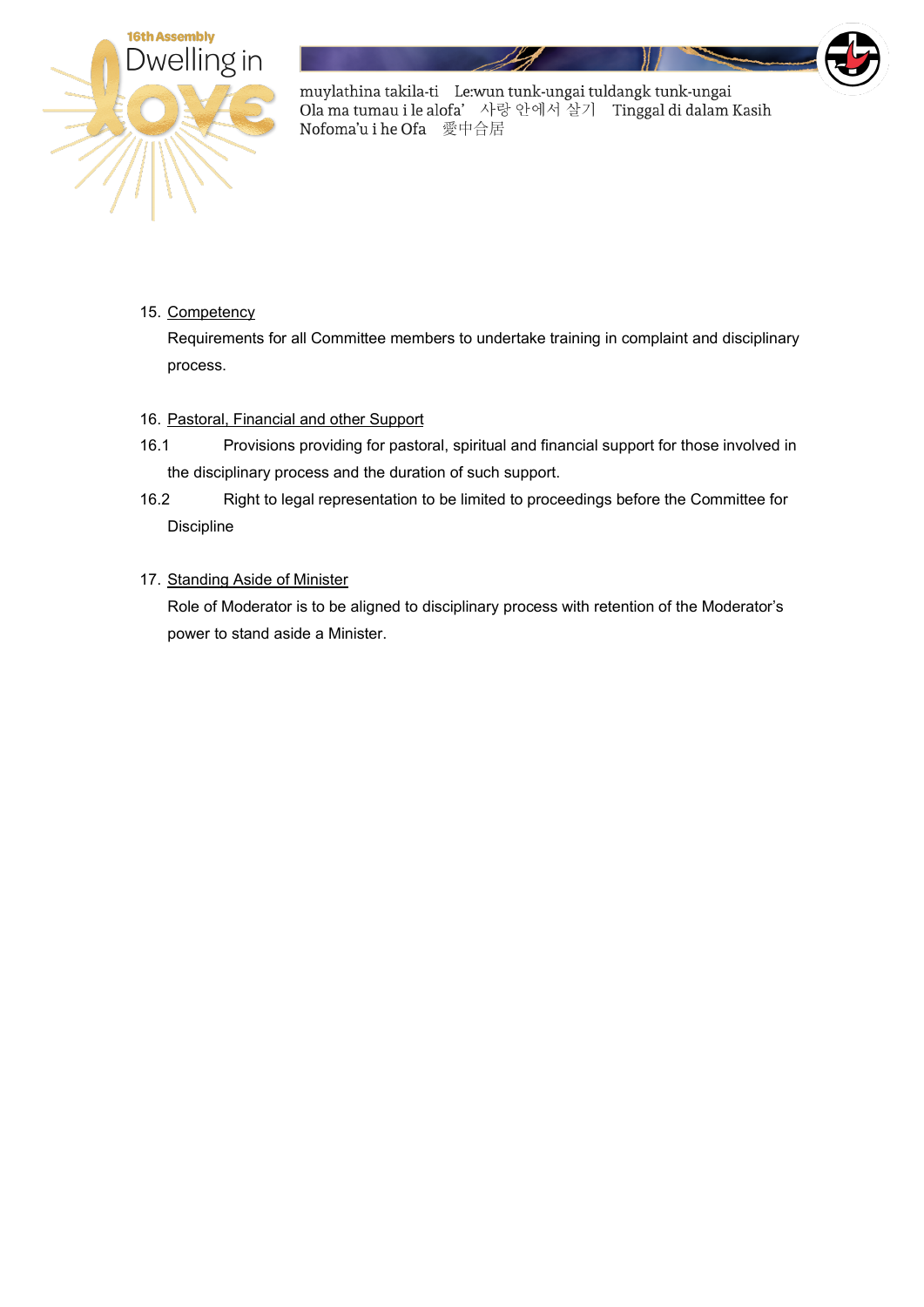15. Competency

Requirements for all Committee members to undertake training in complaint and disciplinary process.

16. Pastoral, Financial and other Support

16.1 Provisions providing for pastoral, spiritual and financial support for those involved in the disciplinary process and the duration of such support.

16.2 Right to legal representation to be limited to proceedings before the Committee for Discipline

17. Standing Aside of Minister

Role of Moderator is to be aligned to disciplinary process with retention of the Moderator's power to stand aside a Minister.